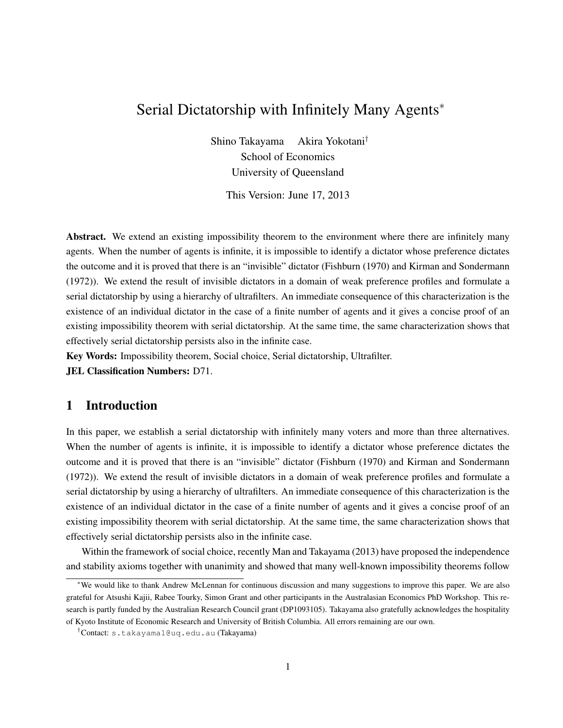# Serial Dictatorship with Infinitely Many Agents*

Shino Takayama Akira Yokotani†
School of Economics
University of Queensland

This Version: June 17, 2013

**Abstract.** We extend an existing impossibility theorem to the environment where there are infinitely many agents. When the number of agents is infinite, it is impossible to identify a dictator whose preference dictates the outcome and it is proved that there is an "invisible" dictator (Fishburn (1970) and Kirman and Sondermann (1972)). We extend the result of invisible dictators in a domain of weak preference profiles and formulate a serial dictatorship by using a hierarchy of ultrafilters. An immediate consequence of this characterization is the existence of an individual dictator in the case of a finite number of agents and it gives a concise proof of an existing impossibility theorem with serial dictatorship. At the same time, the same characterization shows that effectively serial dictatorship persists also in the infinite case.

**Key Words:** Impossibility theorem, Social choice, Serial dictatorship, Ultrafilter.

**JEL Classification Numbers:** D71.

## 1 Introduction

In this paper, we establish a serial dictatorship with infinitely many voters and more than three alternatives. When the number of agents is infinite, it is impossible to identify a dictator whose preference dictates the outcome and it is proved that there is an "invisible" dictator (Fishburn (1970) and Kirman and Sondermann (1972)). We extend the result of invisible dictators in a domain of weak preference profiles and formulate a serial dictatorship by using a hierarchy of ultrafilters. An immediate consequence of this characterization is the existence of an individual dictator in the case of a finite number of agents and it gives a concise proof of an existing impossibility theorem with serial dictatorship. At the same time, the same characterization shows that effectively serial dictatorship persists also in the infinite case.

Within the framework of social choice, recently Man and Takayama (2013) have proposed the independence and stability axioms together with unanimity and showed that many well-known impossibility theorems follow

---

*We would like to thank Andrew McLennan for continuous discussion and many suggestions to improve this paper. We are also grateful for Atsushi Kajii, Rabee Tourky, Simon Grant and other participants in the Australasian Economics PhD Workshop. This research is partly funded by the Australian Research Council grant (DP1093105). Takayama also gratefully acknowledges the hospitality of Kyoto Institute of Economic Research and University of British Columbia. All errors remaining are our own.

†Contact: s.takayama1@uq.edu.au (Takayama)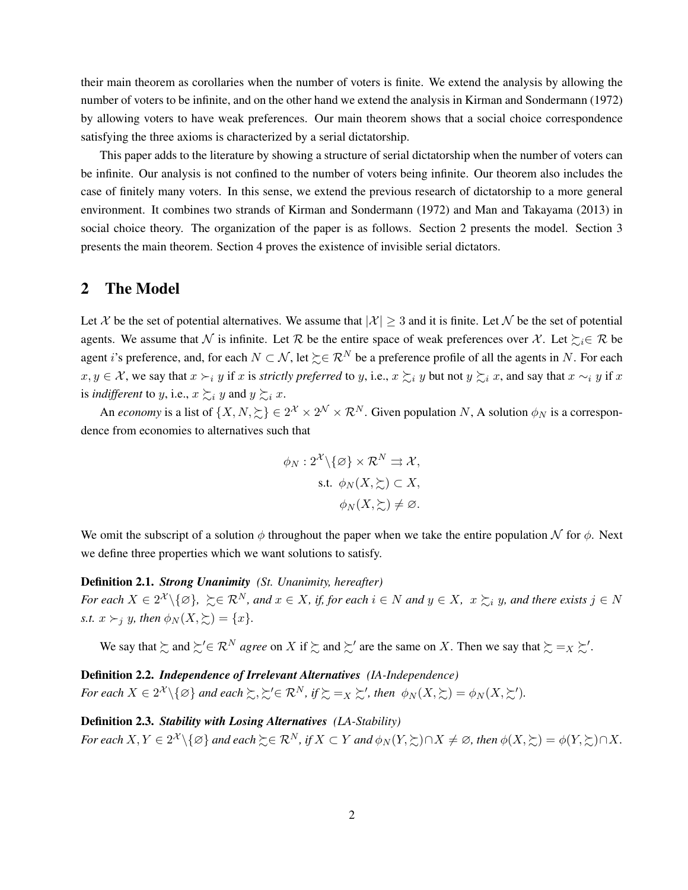their main theorem as corollaries when the number of voters is finite. We extend the analysis by allowing the number of voters to be infinite, and on the other hand we extend the analysis in Kirman and Sondermann (1972) by allowing voters to have weak preferences. Our main theorem shows that a social choice correspondence satisfying the three axioms is characterized by a serial dictatorship.

This paper adds to the literature by showing a structure of serial dictatorship when the number of voters can be infinite. Our analysis is not confined to the number of voters being infinite. Our theorem also includes the case of finitely many voters. In this sense, we extend the previous research of dictatorship to a more general environment. It combines two strands of Kirman and Sondermann (1972) and Man and Takayama (2013) in social choice theory. The organization of the paper is as follows. Section 2 presents the model. Section 3 presents the main theorem. Section 4 proves the existence of invisible serial dictators.

## 2 The Model

Let $\mathcal{X}$ be the set of potential alternatives. We assume that $|\mathcal{X}| \geq 3$ and it is finite. Let $\mathcal{N}$ be the set of potential agents. We assume that $\mathcal{N}$ is infinite. Let $\mathcal{R}$ be the entire space of weak preferences over $\mathcal{X}$. Let $\succsim_i \in \mathcal{R}$ be agent $i$'s preference, and, for each $N \subset \mathcal{N}$, let $\succsim \in \mathcal{R}^N$ be a preference profile of all the agents in $N$. For each $x, y \in \mathcal{X}$, we say that $x \succ_i y$ if $x$ is *strictly preferred* to $y$, i.e., $x \succsim_i y$ but not $y \succsim_i x$, and say that $x \sim_i y$ if $x$ is *indifferent* to $y$, i.e., $x \succsim_i y$ and $y \succsim_i x$.

An *economy* is a list of $\{X, N, \succsim\} \in 2^{\mathcal{X}} \times 2^{\mathcal{N}} \times \mathcal{R}^N$. Given population $N$, A solution $\phi_N$ is a correspondence from economies to alternatives such that

$$
\begin{aligned}
\phi_N : 2^{\mathcal{X}} \backslash \{\varnothing\} \times \mathcal{R}^N &\rightrightarrows \mathcal{X}, \\
\text{s.t. } \phi_N(X, \succsim) &\subset X, \\
\phi_N(X, \succsim) &\neq \varnothing.
\end{aligned}
$$

We omit the subscript of a solution $\phi$ throughout the paper when we take the entire population $\mathcal{N}$ for $\phi$. Next we define three properties which we want solutions to satisfy.

**Definition 2.1.** ***Strong Unanimity** (St. Unanimity, hereafter)*
*For each $X \in 2^{\mathcal{X}} \backslash \{\varnothing\}$, $\succsim \in \mathcal{R}^N$, and $x \in X$, if, for each $i \in N$ and $y \in X$, $x \succsim_i y$, and there exists $j \in N$ s.t. $x \succ_j y$, then $\phi_N(X, \succsim) = \{x\}$.*

We say that $\succsim$ and $\succsim' \in \mathcal{R}^N$ *agree* on $X$ if $\succsim$ and $\succsim'$ are the same on $X$. Then we say that $\succsim =_X \succsim'$.

**Definition 2.2.** ***Independence of Irrelevant Alternatives** (IA-Independence)*
*For each $X \in 2^{\mathcal{X}} \backslash \{\varnothing\}$ and each $\succsim, \succsim' \in \mathcal{R}^N$, if $\succsim =_X \succsim'$, then $\phi_N(X, \succsim) = \phi_N(X, \succsim')$.*

**Definition 2.3.** ***Stability with Losing Alternatives** (LA-Stability)*
*For each $X, Y \in 2^{\mathcal{X}} \backslash \{\varnothing\}$ and each $\succsim \in \mathcal{R}^N$, if $X \subset Y$ and $\phi_N(Y, \succsim) \cap X \neq \varnothing$, then $\phi(X, \succsim) = \phi(Y, \succsim) \cap X$.*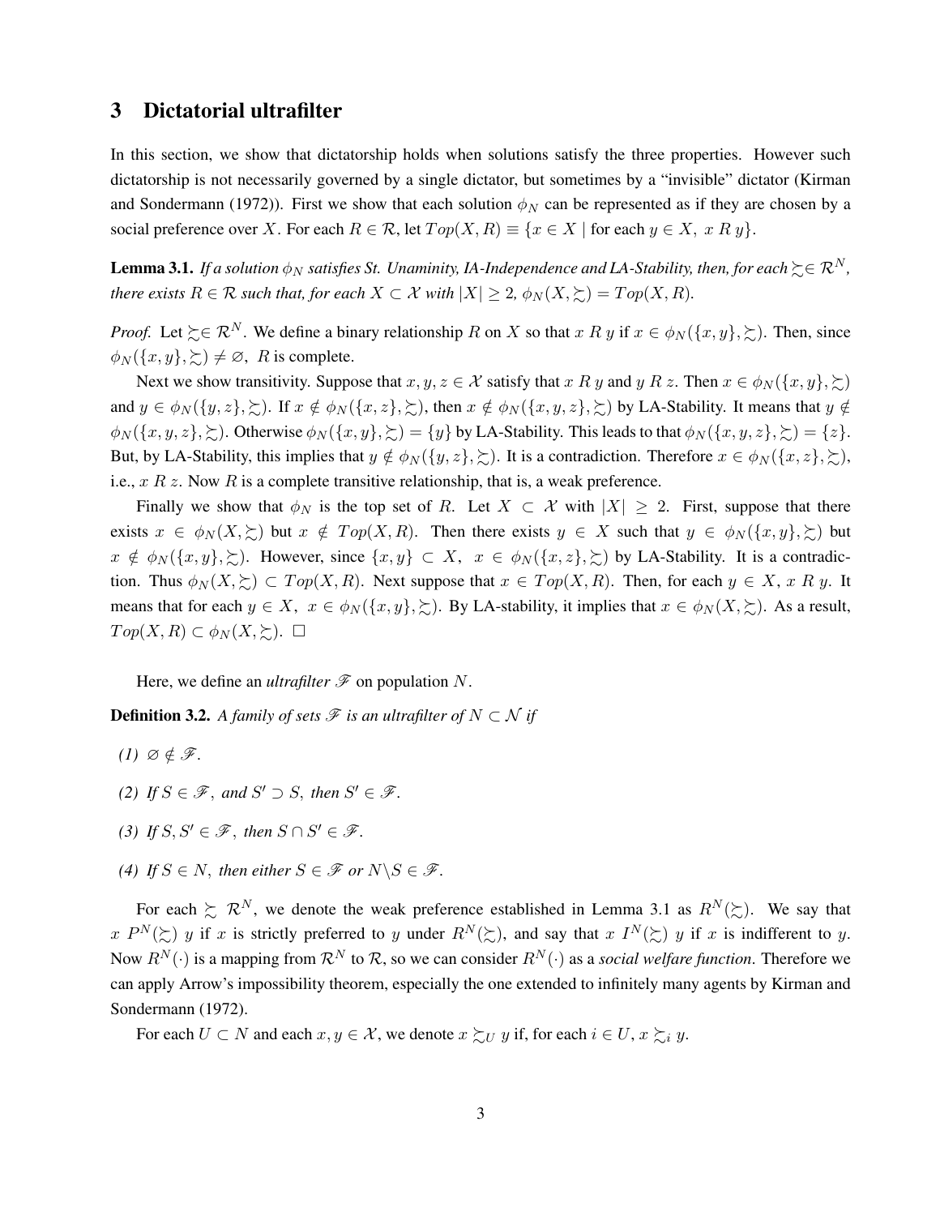## 3 Dictatorial ultrafilter

In this section, we show that dictatorship holds when solutions satisfy the three properties. However such dictatorship is not necessarily governed by a single dictator, but sometimes by a "invisible" dictator (Kirman and Sondermann (1972)). First we show that each solution $\phi_N$ can be represented as if they are chosen by a social preference over $X$. For each $R \in \mathcal{R}$, let $Top(X, R) \equiv \{x \in X \mid \text{for each } y \in X,\ x\ R\ y\}$.

**Lemma 3.1.** *If a solution $\phi_N$ satisfies St. Unaminity, IA-Independence and LA-Stability, then, for each $\succsim \in \mathcal{R}^N$, there exists $R \in \mathcal{R}$ such that, for each $X \subset \mathcal{X}$ with $|X| \geq 2$, $\phi_N(X, \succsim) = Top(X, R)$.*

*Proof.* Let $\succsim \in \mathcal{R}^N$. We define a binary relationship $R$ on $X$ so that $x\ R\ y$ if $x \in \phi_N(\{x, y\}, \succsim)$. Then, since $\phi_N(\{x, y\}, \succsim) \neq \varnothing$, $R$ is complete.

Next we show transitivity. Suppose that $x, y, z \in \mathcal{X}$ satisfy that $x\ R\ y$ and $y\ R\ z$. Then $x \in \phi_N(\{x, y\}, \succsim)$ and $y \in \phi_N(\{y, z\}, \succsim)$. If $x \notin \phi_N(\{x, z\}, \succsim)$, then $x \notin \phi_N(\{x, y, z\}, \succsim)$ by LA-Stability. It means that $y \notin \phi_N(\{x, y, z\}, \succsim)$. Otherwise $\phi_N(\{x, y\}, \succsim) = \{y\}$ by LA-Stability. This leads to that $\phi_N(\{x, y, z\}, \succsim) = \{z\}$. But, by LA-Stability, this implies that $y \notin \phi_N(\{y, z\}, \succsim)$. It is a contradiction. Therefore $x \in \phi_N(\{x, z\}, \succsim)$, i.e., $x\ R\ z$. Now $R$ is a complete transitive relationship, that is, a weak preference.

Finally we show that $\phi_N$ is the top set of $R$. Let $X \subset \mathcal{X}$ with $|X| \geq 2$. First, suppose that there exists $x \in \phi_N(X, \succsim)$ but $x \notin Top(X, R)$. Then there exists $y \in X$ such that $y \in \phi_N(\{x, y\}, \succsim)$ but $x \notin \phi_N(\{x, y\}, \succsim)$. However, since $\{x, y\} \subset X$, $x \in \phi_N(\{x, z\}, \succsim)$ by LA-Stability. It is a contradiction. Thus $\phi_N(X, \succsim) \subset Top(X, R)$. Next suppose that $x \in Top(X, R)$. Then, for each $y \in X$, $x\ R\ y$. It means that for each $y \in X$, $x \in \phi_N(\{x, y\}, \succsim)$. By LA-stability, it implies that $x \in \phi_N(X, \succsim)$. As a result, $Top(X, R) \subset \phi_N(X, \succsim)$. $\square$

Here, we define an *ultrafilter* $\mathscr{F}$ on population $N$.

**Definition 3.2.** *A family of sets $\mathscr{F}$ is an ultrafilter of $N \subset \mathcal{N}$ if*

*(1) $\varnothing \notin \mathscr{F}$.*

*(2) If $S \in \mathscr{F}$, and $S' \supset S$, then $S' \in \mathscr{F}$.*

*(3) If $S, S' \in \mathscr{F}$, then $S \cap S' \in \mathscr{F}$.*

*(4) If $S \in N$, then either $S \in \mathscr{F}$ or $N \backslash S \in \mathscr{F}$.*

For each $\succsim\ \mathcal{R}^N$, we denote the weak preference established in Lemma 3.1 as $R^N(\succsim)$. We say that $x\ P^N(\succsim)\ y$ if $x$ is strictly preferred to $y$ under $R^N(\succsim)$, and say that $x\ I^N(\succsim)\ y$ if $x$ is indifferent to $y$. Now $R^N(\cdot)$ is a mapping from $\mathcal{R}^N$ to $\mathcal{R}$, so we can consider $R^N(\cdot)$ as a *social welfare function*. Therefore we can apply Arrow's impossibility theorem, especially the one extended to infinitely many agents by Kirman and Sondermann (1972).

For each $U \subset N$ and each $x, y \in \mathcal{X}$, we denote $x \succsim_U y$ if, for each $i \in U$, $x \succsim_i y$.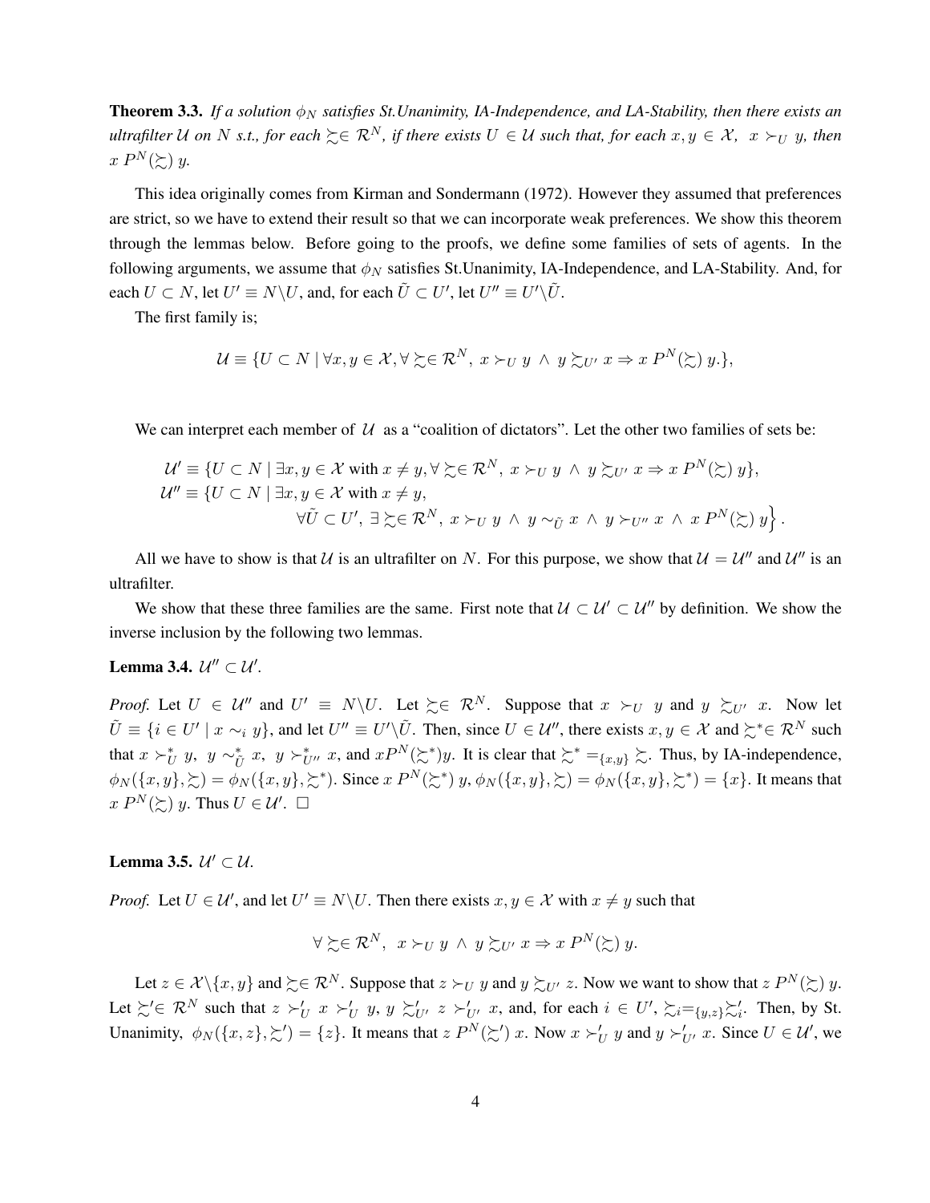**Theorem 3.3.** *If a solution $\phi_N$ satisfies St.Unanimity, IA-Independence, and LA-Stability, then there exists an ultrafilter $\mathcal{U}$ on $N$ s.t., for each $\succsim \in \mathcal{R}^N$, if there exists $U \in \mathcal{U}$ such that, for each $x, y \in \mathcal{X}$, $x \succ_U y$, then $x \; P^N(\succsim) \; y$.*

This idea originally comes from Kirman and Sondermann (1972). However they assumed that preferences are strict, so we have to extend their result so that we can incorporate weak preferences. We show this theorem through the lemmas below. Before going to the proofs, we define some families of sets of agents. In the following arguments, we assume that $\phi_N$ satisfies St.Unanimity, IA-Independence, and LA-Stability. And, for each $U \subset N$, let $U' \equiv N \backslash U$, and, for each $\tilde{U} \subset U'$, let $U'' \equiv U' \backslash \tilde{U}$.

The first family is;

$$\mathcal{U} \equiv \{U \subset N \mid \forall x, y \in \mathcal{X}, \forall \succsim \in \mathcal{R}^N, \; x \succ_U y \; \wedge \; y \succsim_{U'} x \Rightarrow x \; P^N(\succsim) \; y.\},$$

We can interpret each member of $\mathcal{U}$ as a "coalition of dictators". Let the other two families of sets be:

$$\begin{aligned}
\mathcal{U}' &\equiv \{U \subset N \mid \exists x, y \in \mathcal{X} \text{ with } x \neq y, \forall \succsim \in \mathcal{R}^N, \; x \succ_U y \; \wedge \; y \succsim_{U'} x \Rightarrow x \; P^N(\succsim) \; y\}, \\
\mathcal{U}'' &\equiv \{U \subset N \mid \exists x, y \in \mathcal{X} \text{ with } x \neq y, \\
&\qquad \forall \tilde{U} \subset U', \; \exists \succsim \in \mathcal{R}^N, \; x \succ_U y \; \wedge \; y \sim_{\tilde{U}} x \; \wedge \; y \succ_{U''} x \; \wedge \; x \; P^N(\succsim) \; y\Big\}.
\end{aligned}$$

All we have to show is that $\mathcal{U}$ is an ultrafilter on $N$. For this purpose, we show that $\mathcal{U} = \mathcal{U}''$ and $\mathcal{U}''$ is an ultrafilter.

We show that these three families are the same. First note that $\mathcal{U} \subset \mathcal{U}' \subset \mathcal{U}''$ by definition. We show the inverse inclusion by the following two lemmas.

**Lemma 3.4.** $\mathcal{U}'' \subset \mathcal{U}'$.

*Proof.* Let $U \in \mathcal{U}''$ and $U' \equiv N \backslash U$. Let $\succsim \in \mathcal{R}^N$. Suppose that $x \succ_U y$ and $y \succsim_{U'} x$. Now let $\tilde{U} \equiv \{i \in U' \mid x \sim_i y\}$, and let $U'' \equiv U' \backslash \tilde{U}$. Then, since $U \in \mathcal{U}''$, there exists $x, y \in \mathcal{X}$ and $\succsim^* \in \mathcal{R}^N$ such that $x \succ^*_U y$, $y \sim^*_{\tilde{U}} x$, $y \succ^*_{U''} x$, and $x P^N(\succsim^*) y$. It is clear that $\succsim^* =_{\{x,y\}} \succsim$. Thus, by IA-independence, $\phi_N(\{x, y\}, \succsim) = \phi_N(\{x, y\}, \succsim^*)$. Since $x \; P^N(\succsim^*) \; y$, $\phi_N(\{x, y\}, \succsim) = \phi_N(\{x, y\}, \succsim^*) = \{x\}$. It means that $x \; P^N(\succsim) \; y$. Thus $U \in \mathcal{U}'$. $\square$

**Lemma 3.5.** $\mathcal{U}' \subset \mathcal{U}$.

*Proof.* Let $U \in \mathcal{U}'$, and let $U' \equiv N \backslash U$. Then there exists $x, y \in \mathcal{X}$ with $x \neq y$ such that

$$\forall \succsim \in \mathcal{R}^N, \; x \succ_U y \; \wedge \; y \succsim_{U'} x \Rightarrow x \; P^N(\succsim) \; y.$$

Let $z \in \mathcal{X} \backslash \{x, y\}$ and $\succsim \in \mathcal{R}^N$. Suppose that $z \succ_U y$ and $y \succsim_{U'} z$. Now we want to show that $z \; P^N(\succsim) \; y$. Let $\succsim' \in \mathcal{R}^N$ such that $z \succ'_U x \succ'_U y$, $y \succsim'_{U'} z \succ'_{U'} x$, and, for each $i \in U'$, $\succsim_i =_{\{y,z\}} \succsim'_i$. Then, by St. Unanimity, $\phi_N(\{x, z\}, \succsim') = \{z\}$. It means that $z \; P^N(\succsim') \; x$. Now $x \succ'_U y$ and $y \succ'_{U'} x$. Since $U \in \mathcal{U}'$, we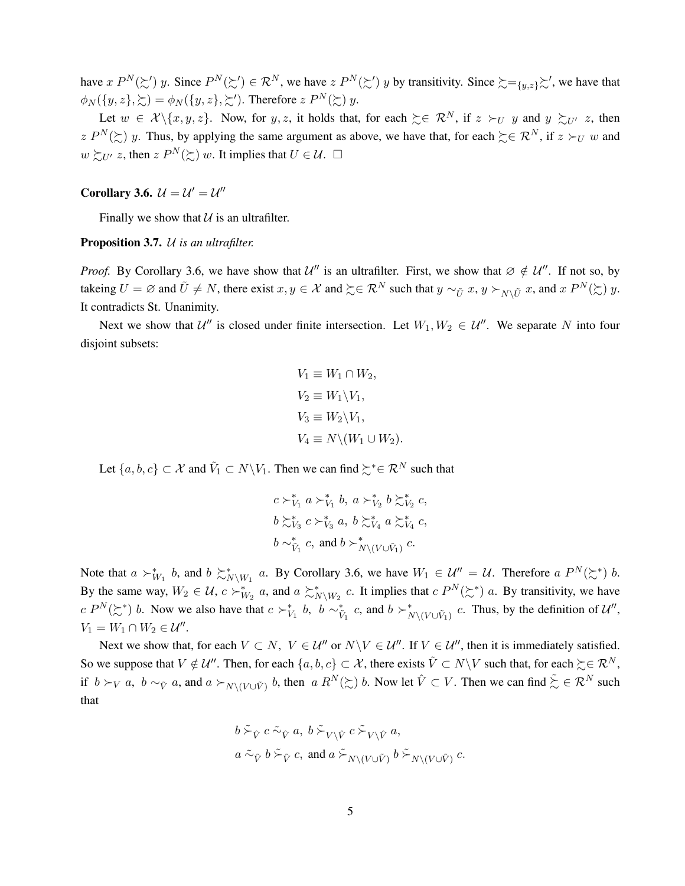have $x \; P^N(\succsim') \; y$. Since $P^N(\succsim') \in \mathcal{R}^N$, we have $z \; P^N(\succsim') \; y$ by transitivity. Since $\succsim =_{\{y,z\}} \succsim'$, we have that $\phi_N(\{y,z\}, \succsim) = \phi_N(\{y,z\}, \succsim')$. Therefore $z \; P^N(\succsim) \; y$.

Let $w \in \mathcal{X} \backslash \{x,y,z\}$. Now, for $y, z$, it holds that, for each $\succsim \in \mathcal{R}^N$, if $z \succ_U y$ and $y \succsim_{U'} z$, then $z \; P^N(\succsim) \; y$. Thus, by applying the same argument as above, we have that, for each $\succsim \in \mathcal{R}^N$, if $z \succ_U w$ and $w \succsim_{U'} z$, then $z \; P^N(\succsim) \; w$. It implies that $U \in \mathcal{U}$. $\square$

**Corollary 3.6.** $\mathcal{U} = \mathcal{U}' = \mathcal{U}''$

Finally we show that $\mathcal{U}$ is an ultrafilter.

**Proposition 3.7.** *$\mathcal{U}$ is an ultrafilter.*

*Proof.* By Corollary 3.6, we have show that $\mathcal{U}''$ is an ultrafilter. First, we show that $\varnothing \notin \mathcal{U}''$. If not so, by takeing $U = \varnothing$ and $\tilde{U} \neq N$, there exist $x, y \in \mathcal{X}$ and $\succsim \in \mathcal{R}^N$ such that $y \sim_{\tilde{U}} x$, $y \succ_{N \backslash \tilde{U}} x$, and $x \; P^N(\succsim) \; y$. It contradicts St. Unanimity.

Next we show that $\mathcal{U}''$ is closed under finite intersection. Let $W_1, W_2 \in \mathcal{U}''$. We separate $N$ into four disjoint subsets:

$$
\begin{aligned}
V_1 &\equiv W_1 \cap W_2, \\
V_2 &\equiv W_1 \backslash V_1, \\
V_3 &\equiv W_2 \backslash V_1, \\
V_4 &\equiv N \backslash (W_1 \cup W_2).
\end{aligned}
$$

Let $\{a,b,c\} \subset \mathcal{X}$ and $\tilde{V}_1 \subset N \backslash V_1$. Then we can find $\succsim^* \in \mathcal{R}^N$ such that

$$
\begin{aligned}
&c \succ^*_{V_1} a \succ^*_{V_1} b, \; a \succ^*_{V_2} b \succsim^*_{V_2} c, \\
&b \succsim^*_{V_3} c \succ^*_{V_3} a, \; b \succsim^*_{V_4} a \succsim^*_{V_4} c, \\
&b \sim^*_{\tilde{V}_1} c, \text{ and } b \succ^*_{N \backslash (V \cup \tilde{V}_1)} c.
\end{aligned}
$$

Note that $a \succ^*_{W_1} b$, and $b \succsim^*_{N \backslash W_1} a$. By Corollary 3.6, we have $W_1 \in \mathcal{U}'' = \mathcal{U}$. Therefore $a \; P^N(\succsim^*) \; b$. By the same way, $W_2 \in \mathcal{U}$, $c \succ^*_{W_2} a$, and $a \succsim^*_{N \backslash W_2} c$. It implies that $c \; P^N(\succsim^*) \; a$. By transitivity, we have $c \; P^N(\succsim^*) \; b$. Now we also have that $c \succ^*_{V_1} b$, $b \sim^*_{\tilde{V}_1} c$, and $b \succ^*_{N \backslash (V \cup \tilde{V}_1)} c$. Thus, by the definition of $\mathcal{U}''$, $V_1 = W_1 \cap W_2 \in \mathcal{U}''$.

Next we show that, for each $V \subset N$, $V \in \mathcal{U}''$ or $N \backslash V \in \mathcal{U}''$. If $V \in \mathcal{U}''$, then it is immediately satisfied. So we suppose that $V \notin \mathcal{U}''$. Then, for each $\{a,b,c\} \subset \mathcal{X}$, there exists $\tilde{V} \subset N \backslash V$ such that, for each $\succsim \in \mathcal{R}^N$, if $b \succ_V a$, $b \sim_{\tilde{V}} a$, and $a \succ_{N \backslash (V \cup \tilde{V})} b$, then $a \; R^N(\succsim) \; b$. Now let $\hat{V} \subset V$. Then we can find $\tilde{\succsim} \in \mathcal{R}^N$ such that

$$
\begin{aligned}
&b \mathrel{\tilde{\succ}_{\hat{V}}} c \mathrel{\tilde{\sim}_{\hat{V}}} a, \; b \mathrel{\tilde{\succ}_{V \backslash \hat{V}}} c \mathrel{\tilde{\succ}_{V \backslash \hat{V}}} a, \\
&a \mathrel{\tilde{\sim}_{\tilde{V}}} b \mathrel{\tilde{\succ}_{\tilde{V}}} c, \text{ and } a \mathrel{\tilde{\succ}_{N \backslash (V \cup \tilde{V})}} b \mathrel{\tilde{\succ}_{N \backslash (V \cup \tilde{V})}} c.
\end{aligned}
$$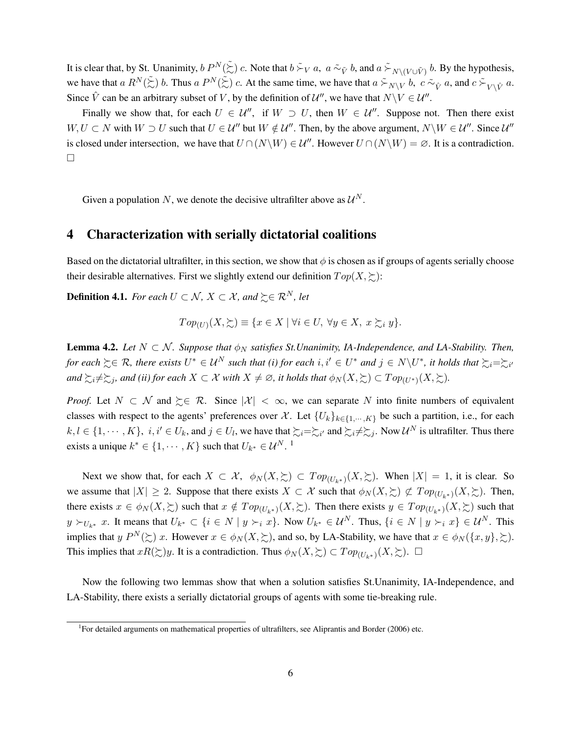It is clear that, by St. Unanimity, $b\ P^N(\tilde{\succsim})\ c$. Note that $b \tilde{\succ}_V a$, $a \tilde{\sim}_{\tilde{V}} b$, and $a \tilde{\succ}_{N\backslash(V\cup\tilde{V})} b$. By the hypothesis, we have that $a\ R^N(\tilde{\succsim})\ b$. Thus $a\ P^N(\tilde{\succsim})\ c$. At the same time, we have that $a \tilde{\succ}_{N\backslash V} b$, $c \tilde{\sim}_{\hat{V}} a$, and $c \tilde{\succ}_{V\backslash\hat{V}} a$. Since $\hat{V}$ can be an arbitrary subset of $V$, by the definition of $\mathcal{U}''$, we have that $N\backslash V \in \mathcal{U}''$.

Finally we show that, for each $U \in \mathcal{U}''$, if $W \supset U$, then $W \in \mathcal{U}''$. Suppose not. Then there exist $W, U \subset N$ with $W \supset U$ such that $U \in \mathcal{U}''$ but $W \notin \mathcal{U}''$. Then, by the above argument, $N\backslash W \in \mathcal{U}''$. Since $\mathcal{U}''$ is closed under intersection, we have that $U \cap (N\backslash W) \in \mathcal{U}''$. However $U \cap (N\backslash W) = \varnothing$. It is a contradiction. $\square$

Given a population $N$, we denote the decisive ultrafilter above as $\mathcal{U}^N$.

## 4 Characterization with serially dictatorial coalitions

Based on the dictatorial ultrafilter, in this section, we show that $\phi$ is chosen as if groups of agents serially choose their desirable alternatives. First we slightly extend our definition $Top(X, \succsim)$:

**Definition 4.1.** *For each $U \subset \mathcal{N}$, $X \subset \mathcal{X}$, and $\succsim \in \mathcal{R}^N$, let*

$$Top_{(U)}(X, \succsim) \equiv \{x \in X \mid \forall i \in U,\ \forall y \in X,\ x \succsim_i y\}.$$

**Lemma 4.2.** *Let $N \subset \mathcal{N}$. Suppose that $\phi_N$ satisfies St.Unanimity, IA-Independence, and LA-Stability. Then, for each $\succsim \in \mathcal{R}$, there exists $U^* \in \mathcal{U}^N$ such that (i) for each $i, i' \in U^*$ and $j \in N\backslash U^*$, it holds that $\succsim_i = \succsim_{i'}$ and $\succsim_i \neq \succsim_j$, and (ii) for each $X \subset \mathcal{X}$ with $X \neq \varnothing$, it holds that $\phi_N(X, \succsim) \subset Top_{(U^*)}(X, \succsim)$.*

*Proof.* Let $N \subset \mathcal{N}$ and $\succsim \in \mathcal{R}$. Since $|\mathcal{X}| < \infty$, we can separate $N$ into finite numbers of equivalent classes with respect to the agents' preferences over $\mathcal{X}$. Let $\{U_k\}_{k\in\{1,\cdots,K\}}$ be such a partition, i.e., for each $k, l \in \{1, \cdots, K\}$, $i, i' \in U_k$, and $j \in U_l$, we have that $\succsim_i = \succsim_{i'}$ and $\succsim_i \neq \succsim_j$. Now $\mathcal{U}^N$ is ultrafilter. Thus there exists a unique $k^* \in \{1, \cdots, K\}$ such that $U_{k^*} \in \mathcal{U}^N$. [1]

Next we show that, for each $X \subset \mathcal{X}$, $\phi_N(X, \succsim) \subset Top_{(U_{k^*})}(X, \succsim)$. When $|X| = 1$, it is clear. So we assume that $|X| \geq 2$. Suppose that there exists $X \subset \mathcal{X}$ such that $\phi_N(X, \succsim) \not\subset Top_{(U_{k^*})}(X, \succsim)$. Then, there exists $x \in \phi_N(X, \succsim)$ such that $x \notin Top_{(U_{k^*})}(X, \succsim)$. Then there exists $y \in Top_{(U_{k^*})}(X, \succsim)$ such that $y \succ_{U_{k^*}} x$. It means that $U_{k^*} \subset \{i \in N \mid y \succ_i x\}$. Now $U_{k^*} \in \mathcal{U}^N$. Thus, $\{i \in N \mid y \succ_i x\} \in \mathcal{U}^N$. This implies that $y\ P^N(\succsim)\ x$. However $x \in \phi_N(X, \succsim)$, and so, by LA-Stability, we have that $x \in \phi_N(\{x, y\}, \succsim)$. This implies that $x R(\succsim) y$. It is a contradiction. Thus $\phi_N(X, \succsim) \subset Top_{(U_{k^*})}(X, \succsim)$. $\square$

Now the following two lemmas show that when a solution satisfies St.Unanimity, IA-Independence, and LA-Stability, there exists a serially dictatorial groups of agents with some tie-breaking rule.

[1] For detailed arguments on mathematical properties of ultrafilters, see Aliprantis and Border (2006) etc.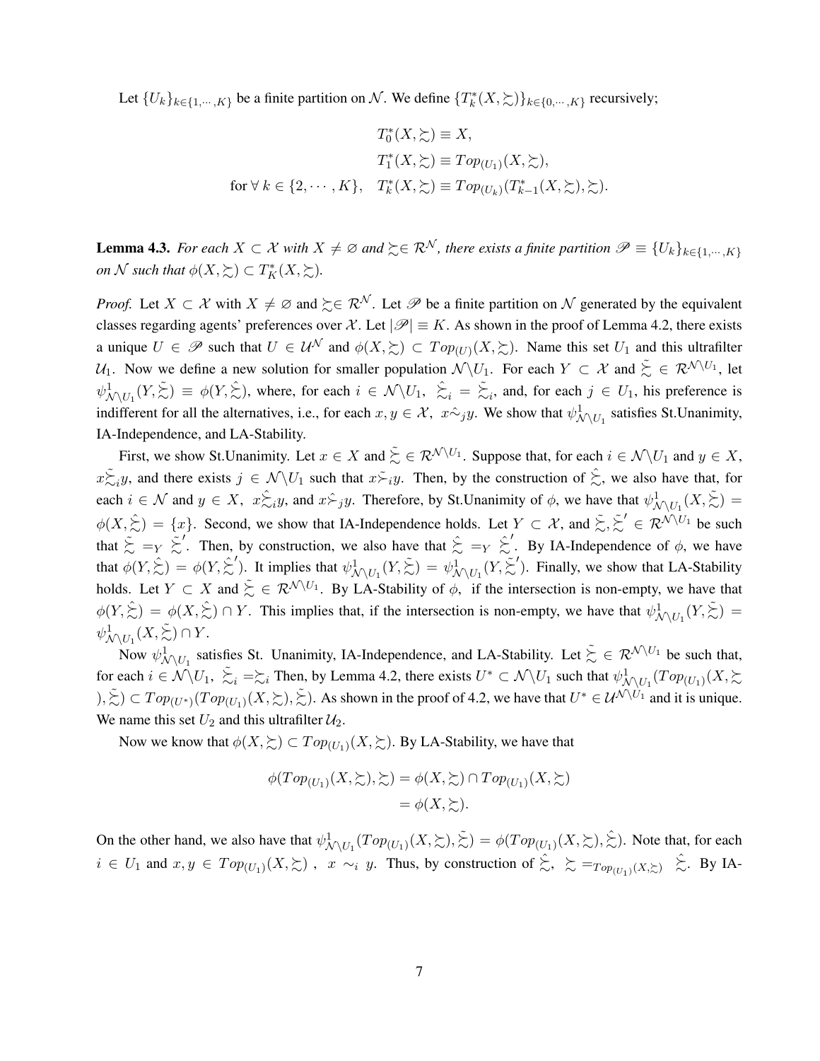Let $\{U_k\}_{k\in\{1,\cdots,K\}}$ be a finite partition on $\mathcal{N}$. We define $\{T^*_k(X,\succsim)\}_{k\in\{0,\cdots,K\}}$ recursively;

$$
\begin{aligned}
&T^*_0(X,\succsim) \equiv X,\\
&T^*_1(X,\succsim) \equiv Top_{(U_1)}(X,\succsim),\\
\text{for } \forall\, k \in \{2,\cdots,K\},\quad &T^*_k(X,\succsim) \equiv Top_{(U_k)}(T^*_{k-1}(X,\succsim),\succsim).
\end{aligned}
$$

**Lemma 4.3.** *For each $X \subset \mathcal{X}$ with $X \neq \varnothing$ and $\succsim \in \mathcal{R}^{\mathcal{N}}$, there exists a finite partition $\mathscr{P} \equiv \{U_k\}_{k\in\{1,\cdots,K\}}$ on $\mathcal{N}$ such that $\phi(X,\succsim) \subset T^*_K(X,\succsim)$.*

*Proof.* Let $X \subset \mathcal{X}$ with $X \neq \varnothing$ and $\succsim \in \mathcal{R}^{\mathcal{N}}$. Let $\mathscr{P}$ be a finite partition on $\mathcal{N}$ generated by the equivalent classes regarding agents' preferences over $\mathcal{X}$. Let $|\mathscr{P}| \equiv K$. As shown in the proof of Lemma 4.2, there exists a unique $U \in \mathscr{P}$ such that $U \in \mathcal{U}^{\mathcal{N}}$ and $\phi(X,\succsim) \subset Top_{(U)}(X,\succsim)$. Name this set $U_1$ and this ultrafilter $\mathcal{U}_1$. Now we define a new solution for smaller population $\mathcal{N}\backslash U_1$. For each $Y \subset \mathcal{X}$ and $\tilde{\succsim} \in \mathcal{R}^{\mathcal{N}\backslash U_1}$, let $\psi^1_{\mathcal{N}\backslash U_1}(Y,\tilde{\succsim}) \equiv \phi(Y,\hat{\succsim})$, where, for each $i \in \mathcal{N}\backslash U_1$, $\hat{\succsim}_i = \tilde{\succsim}_i$, and, for each $j \in U_1$, his preference is indifferent for all the alternatives, i.e., for each $x, y \in \mathcal{X}$, $x\hat{\sim}_j y$. We show that $\psi^1_{\mathcal{N}\backslash U_1}$ satisfies St.Unanimity, IA-Independence, and LA-Stability.

First, we show St.Unanimity. Let $x \in X$ and $\tilde{\succsim} \in \mathcal{R}^{\mathcal{N}\backslash U_1}$. Suppose that, for each $i \in \mathcal{N}\backslash U_1$ and $y \in X$, $x\tilde{\succsim}_i y$, and there exists $j \in \mathcal{N}\backslash U_1$ such that $x\tilde{\succ}_i y$. Then, by the construction of $\hat{\succsim}$, we also have that, for each $i \in \mathcal{N}$ and $y \in X$, $x\hat{\succsim}_i y$, and $x\hat{\succ}_j y$. Therefore, by St.Unanimity of $\phi$, we have that $\psi^1_{\mathcal{N}\backslash U_1}(X,\tilde{\succsim}) = \phi(X,\hat{\succsim}) = \{x\}$. Second, we show that IA-Independence holds. Let $Y \subset \mathcal{X}$, and $\tilde{\succsim},\tilde{\succsim}' \in \mathcal{R}^{\mathcal{N}\backslash U_1}$ be such that $\tilde{\succsim} =_Y \tilde{\succsim}'$. Then, by construction, we also have that $\hat{\succsim} =_Y \hat{\succsim}'$. By IA-Independence of $\phi$, we have that $\phi(Y,\hat{\succsim}) = \phi(Y,\hat{\succsim}')$. It implies that $\psi^1_{\mathcal{N}\backslash U_1}(Y,\tilde{\succsim}) = \psi^1_{\mathcal{N}\backslash U_1}(Y,\tilde{\succsim}')$. Finally, we show that LA-Stability holds. Let $Y \subset X$ and $\tilde{\succsim} \in \mathcal{R}^{\mathcal{N}\backslash U_1}$. By LA-Stability of $\phi$, if the intersection is non-empty, we have that $\phi(Y,\hat{\succsim}) = \phi(X,\hat{\succsim}) \cap Y$. This implies that, if the intersection is non-empty, we have that $\psi^1_{\mathcal{N}\backslash U_1}(Y,\tilde{\succsim}) = \psi^1_{\mathcal{N}\backslash U_1}(X,\tilde{\succsim}) \cap Y$.

Now $\psi^1_{\mathcal{N}\backslash U_1}$ satisfies St. Unanimity, IA-Independence, and LA-Stability. Let $\tilde{\succsim} \in \mathcal{R}^{\mathcal{N}\backslash U_1}$ be such that, for each $i \in \mathcal{N}\backslash U_1$, $\tilde{\succsim}_i = \succsim_i$ Then, by Lemma 4.2, there exists $U^* \subset \mathcal{N}\backslash U_1$ such that $\psi^1_{\mathcal{N}\backslash U_1}(Top_{(U_1)}(X,\succsim),\tilde{\succsim}) \subset Top_{(U^*)}(Top_{(U_1)}(X,\succsim),\tilde{\succsim})$. As shown in the proof of 4.2, we have that $U^* \in \mathcal{U}^{\mathcal{N}\backslash U_1}$ and it is unique. We name this set $U_2$ and this ultrafilter $\mathcal{U}_2$.

Now we know that $\phi(X,\succsim) \subset Top_{(U_1)}(X,\succsim)$. By LA-Stability, we have that

$$
\begin{aligned}
\phi(Top_{(U_1)}(X,\succsim),\succsim) &= \phi(X,\succsim) \cap Top_{(U_1)}(X,\succsim)\\
&= \phi(X,\succsim).
\end{aligned}
$$

On the other hand, we also have that $\psi^1_{\mathcal{N}\backslash U_1}(Top_{(U_1)}(X,\succsim),\tilde{\succsim}) = \phi(Top_{(U_1)}(X,\succsim),\hat{\succsim})$. Note that, for each $i \in U_1$ and $x, y \in Top_{(U_1)}(X,\succsim)$ , $x \sim_i y$. Thus, by construction of $\hat{\succsim}$, $\succsim =_{Top_{(U_1)}(X,\succsim)} \hat{\succsim}$. By IA-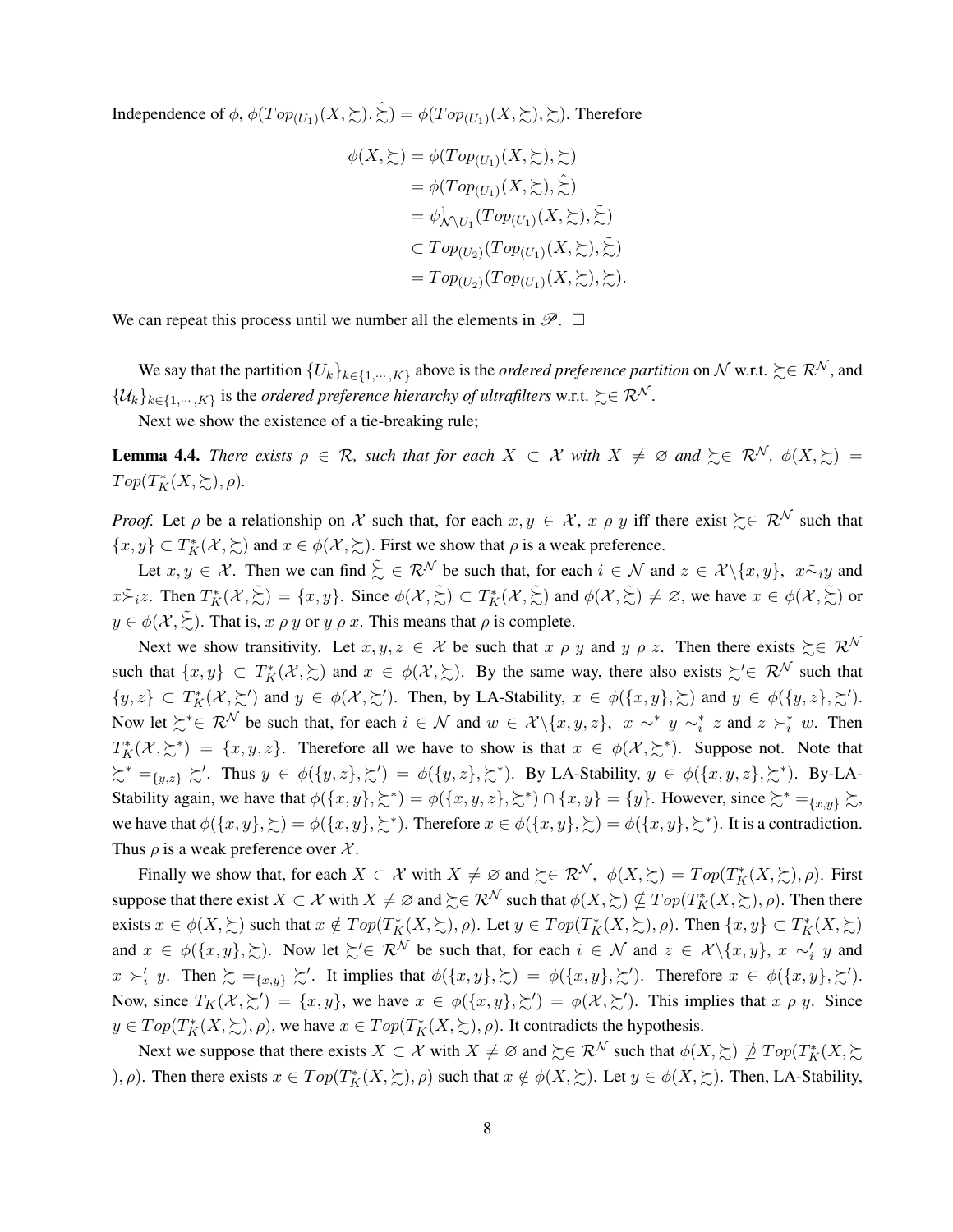Independence of $\phi$, $\phi(Top_{(U_1)}(X, \succsim), \hat{\succsim}) = \phi(Top_{(U_1)}(X, \succsim), \succsim)$. Therefore

$$
\begin{aligned}
\phi(X, \succsim) &= \phi(Top_{(U_1)}(X, \succsim), \succsim) \\
&= \phi(Top_{(U_1)}(X, \succsim), \hat{\succsim}) \\
&= \psi^1_{\mathcal{N} \setminus U_1}(Top_{(U_1)}(X, \succsim), \tilde{\succsim}) \\
&\subset Top_{(U_2)}(Top_{(U_1)}(X, \succsim), \tilde{\succsim}) \\
&= Top_{(U_2)}(Top_{(U_1)}(X, \succsim), \succsim).
\end{aligned}
$$

We can repeat this process until we number all the elements in $\mathscr{P}$. $\square$

We say that the partition $\{U_k\}_{k \in \{1, \cdots, K\}}$ above is the *ordered preference partition* on $\mathcal{N}$ w.r.t. $\succsim \in \mathcal{R}^{\mathcal{N}}$, and $\{\mathcal{U}_k\}_{k \in \{1, \cdots, K\}}$ is the *ordered preference hierarchy of ultrafilters* w.r.t. $\succsim \in \mathcal{R}^{\mathcal{N}}$.

Next we show the existence of a tie-breaking rule;

**Lemma 4.4.** *There exists $\rho \in \mathcal{R}$, such that for each $X \subset \mathcal{X}$ with $X \neq \varnothing$ and $\succsim \in \mathcal{R}^{\mathcal{N}}$, $\phi(X, \succsim) = Top(T^*_K(X, \succsim), \rho)$.*

*Proof.* Let $\rho$ be a relationship on $\mathcal{X}$ such that, for each $x, y \in \mathcal{X}$, $x \; \rho \; y$ iff there exist $\succsim \in \mathcal{R}^{\mathcal{N}}$ such that $\{x, y\} \subset T^*_K(\mathcal{X}, \succsim)$ and $x \in \phi(\mathcal{X}, \succsim)$. First we show that $\rho$ is a weak preference.

Let $x, y \in \mathcal{X}$. Then we can find $\tilde{\succsim} \in \mathcal{R}^{\mathcal{N}}$ be such that, for each $i \in \mathcal{N}$ and $z \in \mathcal{X} \setminus \{x, y\}$, $x \tilde{\sim}_i y$ and $x \tilde{\succ}_i z$. Then $T^*_K(\mathcal{X}, \tilde{\succsim}) = \{x, y\}$. Since $\phi(\mathcal{X}, \tilde{\succsim}) \subset T^*_K(\mathcal{X}, \tilde{\succsim})$ and $\phi(\mathcal{X}, \tilde{\succsim}) \neq \varnothing$, we have $x \in \phi(\mathcal{X}, \tilde{\succsim})$ or $y \in \phi(\mathcal{X}, \tilde{\succsim})$. That is, $x \; \rho \; y$ or $y \; \rho \; x$. This means that $\rho$ is complete.

Next we show transitivity. Let $x, y, z \in \mathcal{X}$ be such that $x \; \rho \; y$ and $y \; \rho \; z$. Then there exists $\succsim \in \mathcal{R}^{\mathcal{N}}$ such that $\{x, y\} \subset T^*_K(\mathcal{X}, \succsim)$ and $x \in \phi(\mathcal{X}, \succsim)$. By the same way, there also exists $\succsim' \in \mathcal{R}^{\mathcal{N}}$ such that $\{y, z\} \subset T^*_K(\mathcal{X}, \succsim')$ and $y \in \phi(\mathcal{X}, \succsim')$. Then, by LA-Stability, $x \in \phi(\{x, y\}, \succsim)$ and $y \in \phi(\{y, z\}, \succsim')$. Now let $\succsim^* \in \mathcal{R}^{\mathcal{N}}$ be such that, for each $i \in \mathcal{N}$ and $w \in \mathcal{X} \setminus \{x, y, z\}$, $x \sim^* y \sim^*_i z$ and $z \succ^*_i w$. Then $T^*_K(\mathcal{X}, \succsim^*) = \{x, y, z\}$. Therefore all we have to show is that $x \in \phi(\mathcal{X}, \succsim^*)$. Suppose not. Note that $\succsim^* =_{\{y,z\}} \succsim'$. Thus $y \in \phi(\{y, z\}, \succsim') = \phi(\{y, z\}, \succsim^*)$. By LA-Stability, $y \in \phi(\{x, y, z\}, \succsim^*)$. By-LA-Stability again, we have that $\phi(\{x, y\}, \succsim^*) = \phi(\{x, y, z\}, \succsim^*) \cap \{x, y\} = \{y\}$. However, since $\succsim^* =_{\{x,y\}} \succsim$, we have that $\phi(\{x, y\}, \succsim) = \phi(\{x, y\}, \succsim^*)$. Therefore $x \in \phi(\{x, y\}, \succsim) = \phi(\{x, y\}, \succsim^*)$. It is a contradiction. Thus $\rho$ is a weak preference over $\mathcal{X}$.

Finally we show that, for each $X \subset \mathcal{X}$ with $X \neq \varnothing$ and $\succsim \in \mathcal{R}^{\mathcal{N}}$, $\phi(X, \succsim) = Top(T^*_K(X, \succsim), \rho)$. First suppose that there exist $X \subset \mathcal{X}$ with $X \neq \varnothing$ and $\succsim \in \mathcal{R}^{\mathcal{N}}$ such that $\phi(X, \succsim) \nsubseteq Top(T^*_K(X, \succsim), \rho)$. Then there exists $x \in \phi(X, \succsim)$ such that $x \notin Top(T^*_K(X, \succsim), \rho)$. Let $y \in Top(T^*_K(X, \succsim), \rho)$. Then $\{x, y\} \subset T^*_K(X, \succsim)$ and $x \in \phi(\{x, y\}, \succsim)$. Now let $\succsim' \in \mathcal{R}^{\mathcal{N}}$ be such that, for each $i \in \mathcal{N}$ and $z \in \mathcal{X} \setminus \{x, y\}$, $x \sim'_i y$ and $x \succ'_i y$. Then $\succsim =_{\{x,y\}} \succsim'$. It implies that $\phi(\{x, y\}, \succsim) = \phi(\{x, y\}, \succsim')$. Therefore $x \in \phi(\{x, y\}, \succsim')$. Now, since $T_K(\mathcal{X}, \succsim') = \{x, y\}$, we have $x \in \phi(\{x, y\}, \succsim') = \phi(\mathcal{X}, \succsim')$. This implies that $x \; \rho \; y$. Since $y \in Top(T^*_K(X, \succsim), \rho)$, we have $x \in Top(T^*_K(X, \succsim), \rho)$. It contradicts the hypothesis.

Next we suppose that there exists $X \subset \mathcal{X}$ with $X \neq \varnothing$ and $\succsim \in \mathcal{R}^{\mathcal{N}}$ such that $\phi(X, \succsim) \nsupseteq Top(T^*_K(X, \succsim), \rho)$. Then there exists $x \in Top(T^*_K(X, \succsim), \rho)$ such that $x \notin \phi(X, \succsim)$. Let $y \in \phi(X, \succsim)$. Then, LA-Stability,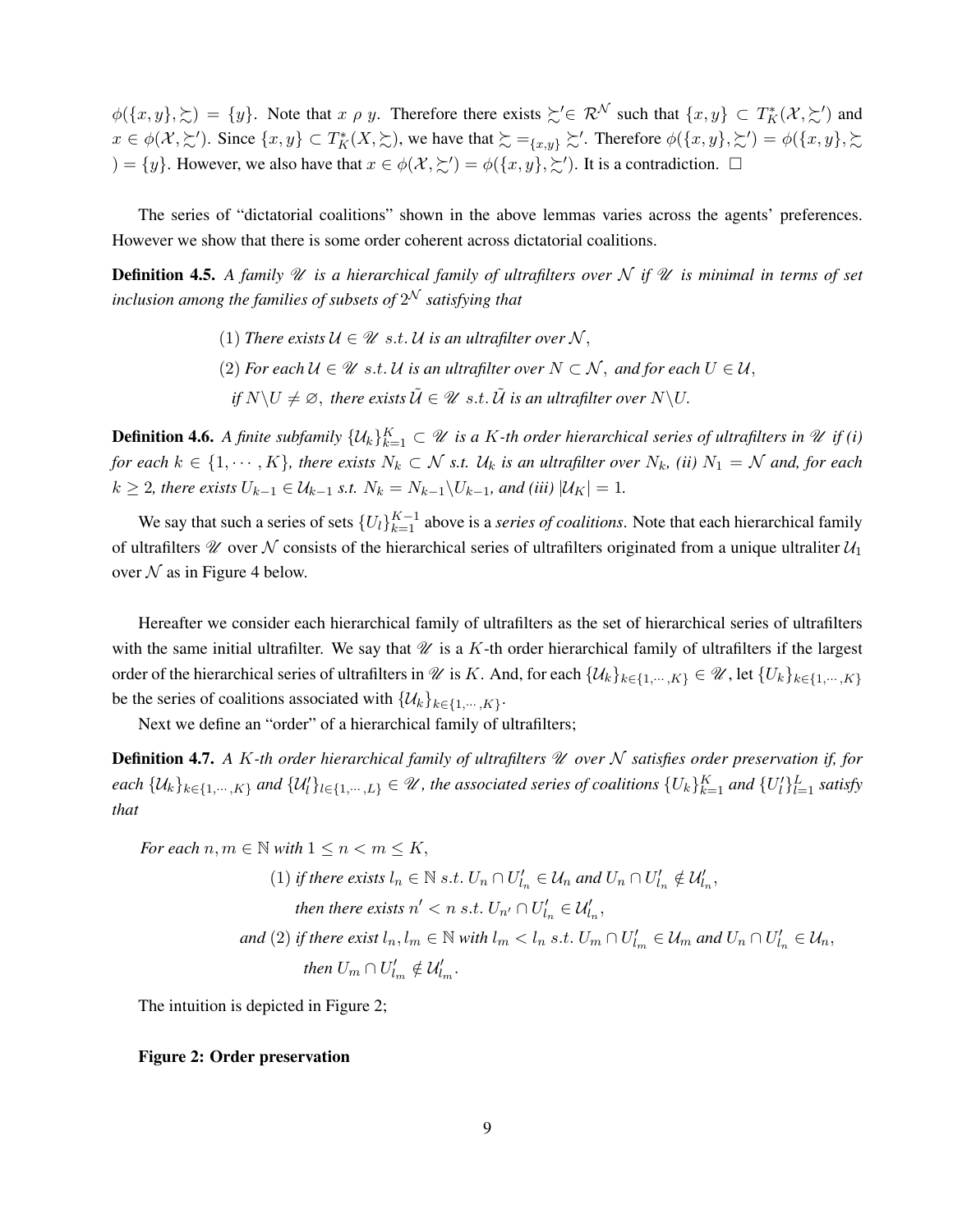$\phi(\{x,y\},\succsim) = \{y\}$. Note that $x \ \rho \ y$. Therefore there exists $\succsim' \in \mathcal{R}^{\mathcal{N}}$ such that $\{x,y\} \subset T_K^*(\mathcal{X},\succsim')$ and $x \in \phi(\mathcal{X},\succsim')$. Since $\{x,y\} \subset T_K^*(X,\succsim)$, we have that $\succsim =_{\{x,y\}} \succsim'$. Therefore $\phi(\{x,y\},\succsim') = \phi(\{x,y\},\succsim) = \{y\}$. However, we also have that $x \in \phi(\mathcal{X},\succsim') = \phi(\{x,y\},\succsim')$. It is a contradiction. $\square$

The series of "dictatorial coalitions" shown in the above lemmas varies across the agents' preferences. However we show that there is some order coherent across dictatorial coalitions.

**Definition 4.5.** *A family $\mathscr{U}$ is a hierarchical family of ultrafilters over $\mathcal{N}$ if $\mathscr{U}$ is minimal in terms of set inclusion among the families of subsets of $2^{\mathcal{N}}$ satisfying that*

$$
\begin{aligned}
&(1) \text{ There exists } \mathcal{U} \in \mathscr{U} \ s.t. \ \mathcal{U} \text{ is an ultrafilter over } \mathcal{N}, \\
&(2) \text{ For each } \mathcal{U} \in \mathscr{U} \ s.t. \ \mathcal{U} \text{ is an ultrafilter over } N \subset \mathcal{N}, \text{ and for each } U \in \mathcal{U}, \\
&\quad \text{if } N \backslash U \neq \varnothing, \text{ there exists } \tilde{\mathcal{U}} \in \mathscr{U} \ s.t. \ \tilde{\mathcal{U}} \text{ is an ultrafilter over } N \backslash U.
\end{aligned}
$$

**Definition 4.6.** *A finite subfamily $\{\mathcal{U}_k\}_{k=1}^K \subset \mathscr{U}$ is a $K$-th order hierarchical series of ultrafilters in $\mathscr{U}$ if (i) for each $k \in \{1,\cdots,K\}$, there exists $N_k \subset \mathcal{N}$ s.t. $\mathcal{U}_k$ is an ultrafilter over $N_k$, (ii) $N_1 = \mathcal{N}$ and, for each $k \geq 2$, there exists $U_{k-1} \in \mathcal{U}_{k-1}$ s.t. $N_k = N_{k-1}\backslash U_{k-1}$, and (iii) $|\mathcal{U}_K| = 1$.*

We say that such a series of sets $\{U_l\}_{k=1}^{K-1}$ above is a *series of coalitions*. Note that each hierarchical family of ultrafilters $\mathscr{U}$ over $\mathcal{N}$ consists of the hierarchical series of ultrafilters originated from a unique ultraliter $\mathcal{U}_1$ over $\mathcal{N}$ as in Figure 4 below.

Hereafter we consider each hierarchical family of ultrafilters as the set of hierarchical series of ultrafilters with the same initial ultrafilter. We say that $\mathscr{U}$ is a $K$-th order hierarchical family of ultrafilters if the largest order of the hierarchical series of ultrafilters in $\mathscr{U}$ is $K$. And, for each $\{\mathcal{U}_k\}_{k\in\{1,\cdots,K\}} \in \mathscr{U}$, let $\{U_k\}_{k\in\{1,\cdots,K\}}$ be the series of coalitions associated with $\{\mathcal{U}_k\}_{k\in\{1,\cdots,K\}}$.

Next we define an "order" of a hierarchical family of ultrafilters;

**Definition 4.7.** *A $K$-th order hierarchical family of ultrafilters $\mathscr{U}$ over $\mathcal{N}$ satisfies order preservation if, for each $\{\mathcal{U}_k\}_{k\in\{1,\cdots,K\}}$ and $\{\mathcal{U}'_l\}_{l\in\{1,\cdots,L\}} \in \mathscr{U}$, the associated series of coalitions $\{U_k\}_{k=1}^K$ and $\{U'_l\}_{l=1}^L$ satisfy that*

*For each $n, m \in \mathbb{N}$ with $1 \leq n < m \leq K$,*

$$
\begin{aligned}
&(1) \text{ if there exists } l_n \in \mathbb{N} \ s.t. \ U_n \cap U'_{l_n} \in \mathcal{U}_n \text{ and } U_n \cap U'_{l_n} \notin \mathcal{U}'_{l_n}, \\
&\quad \text{then there exists } n' < n \ s.t. \ U_{n'} \cap U'_{l_n} \in \mathcal{U}'_{l_n}, \\
&\text{and } (2) \text{ if there exist } l_n, l_m \in \mathbb{N} \text{ with } l_m < l_n \ s.t. \ U_m \cap U'_{l_m} \in \mathcal{U}_m \text{ and } U_n \cap U'_{l_n} \in \mathcal{U}_n, \\
&\quad \text{then } U_m \cap U'_{l_m} \notin \mathcal{U}'_{l_m}.
\end{aligned}
$$

The intuition is depicted in Figure 2;

**Figure 2: Order preservation**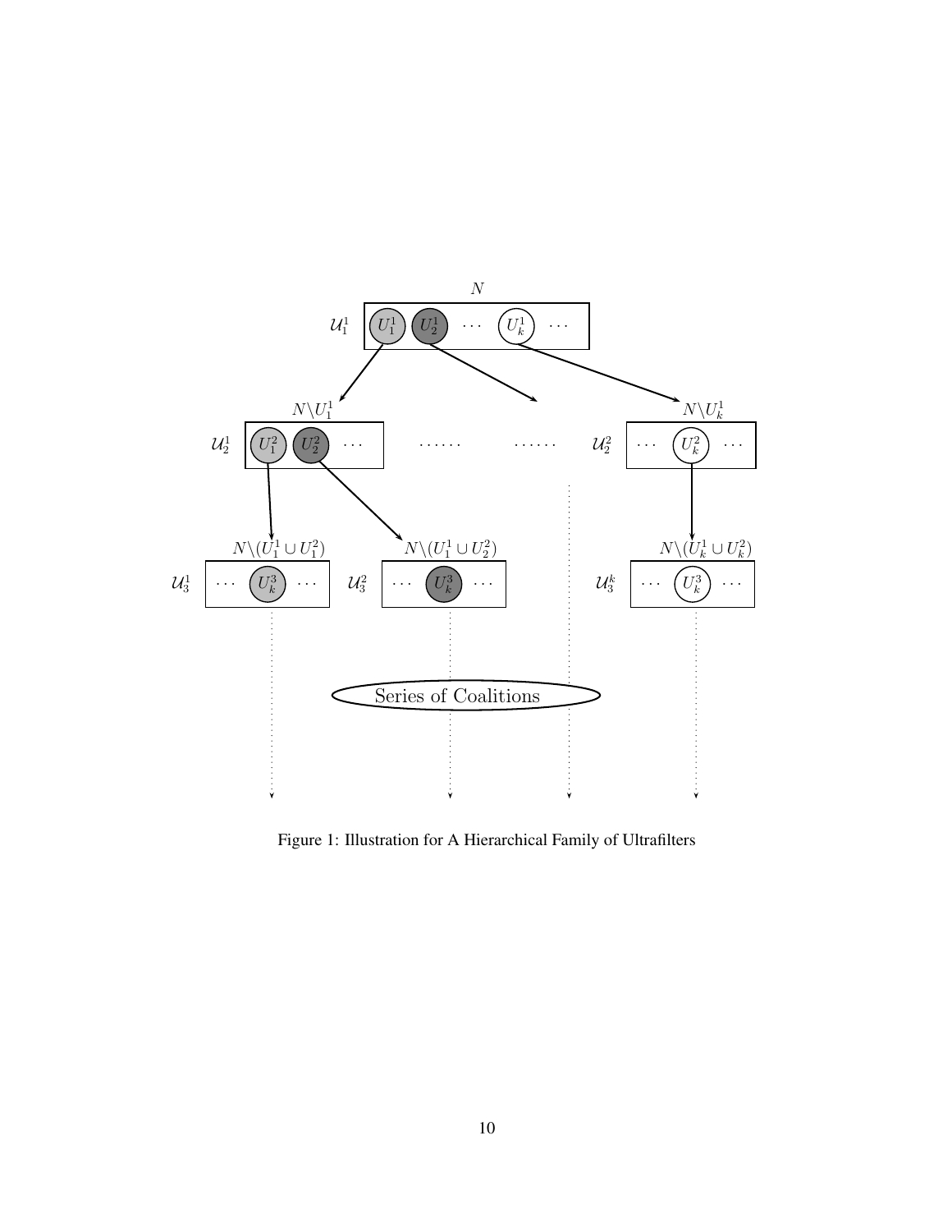Figure 1: Illustration for A Hierarchical Family of Ultrafilters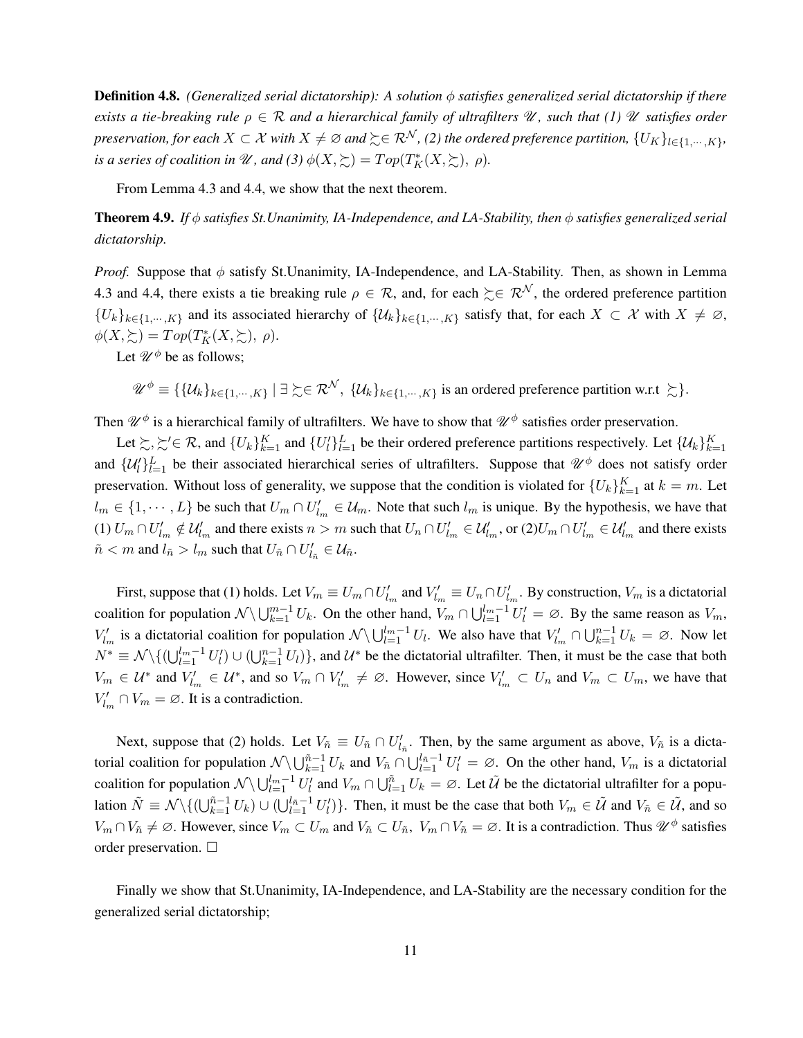**Definition 4.8.** *(Generalized serial dictatorship): A solution $\phi$ satisfies generalized serial dictatorship if there exists a tie-breaking rule $\rho \in \mathcal{R}$ and a hierarchical family of ultrafilters $\mathscr{U}$, such that (1) $\mathscr{U}$ satisfies order preservation, for each $X \subset \mathcal{X}$ with $X \neq \varnothing$ and $\succsim \in \mathcal{R}^{\mathcal{N}}$, (2) the ordered preference partition, $\{U_K\}_{l \in \{1,\cdots,K\}}$, is a series of coalition in $\mathscr{U}$, and (3) $\phi(X, \succsim) = Top(T^*_K(X, \succsim),\ \rho)$.*

From Lemma 4.3 and 4.4, we show that the next theorem.

**Theorem 4.9.** *If $\phi$ satisfies St.Unanimity, IA-Independence, and LA-Stability, then $\phi$ satisfies generalized serial dictatorship.*

*Proof.* Suppose that $\phi$ satisfy St.Unanimity, IA-Independence, and LA-Stability. Then, as shown in Lemma 4.3 and 4.4, there exists a tie breaking rule $\rho \in \mathcal{R}$, and, for each $\succsim \in \mathcal{R}^{\mathcal{N}}$, the ordered preference partition $\{U_k\}_{k \in \{1,\cdots,K\}}$ and its associated hierarchy of $\{\mathcal{U}_k\}_{k \in \{1,\cdots,K\}}$ satisfy that, for each $X \subset \mathcal{X}$ with $X \neq \varnothing$, $\phi(X, \succsim) = Top(T^*_K(X, \succsim),\ \rho)$.

Let $\mathscr{U}^\phi$ be as follows;

$$\mathscr{U}^\phi \equiv \{\{\mathcal{U}_k\}_{k \in \{1,\cdots,K\}} \mid \exists \succsim \in \mathcal{R}^{\mathcal{N}},\ \{\mathcal{U}_k\}_{k \in \{1,\cdots,K\}} \text{ is an ordered preference partition w.r.t } \succsim\}.$$

Then $\mathscr{U}^\phi$ is a hierarchical family of ultrafilters. We have to show that $\mathscr{U}^\phi$ satisfies order preservation.

Let $\succsim, \succsim' \in \mathcal{R}$, and $\{U_k\}_{k=1}^K$ and $\{U'_l\}_{l=1}^L$ be their ordered preference partitions respectively. Let $\{\mathcal{U}_k\}_{k=1}^K$ and $\{\mathcal{U}'_l\}_{l=1}^L$ be their associated hierarchical series of ultrafilters. Suppose that $\mathscr{U}^\phi$ does not satisfy order preservation. Without loss of generality, we suppose that the condition is violated for $\{U_k\}_{k=1}^K$ at $k = m$. Let $l_m \in \{1, \cdots, L\}$ be such that $U_m \cap U'_{l_m} \in \mathcal{U}_m$. Note that such $l_m$ is unique. By the hypothesis, we have that (1) $U_m \cap U'_{l_m} \notin \mathcal{U}'_{l_m}$ and there exists $n > m$ such that $U_n \cap U'_{l_m} \in \mathcal{U}'_{l_m}$, or (2)$U_m \cap U'_{l_m} \in \mathcal{U}'_{l_m}$ and there exists $\tilde{n} < m$ and $l_{\tilde{n}} > l_m$ such that $U_{\tilde{n}} \cap U'_{l_{\tilde{n}}} \in \mathcal{U}_{\tilde{n}}$.

First, suppose that (1) holds. Let $V_m \equiv U_m \cap U'_{l_m}$ and $V'_{l_m} \equiv U_n \cap U'_{l_m}$. By construction, $V_m$ is a dictatorial coalition for population $\mathcal{N} \setminus \bigcup_{k=1}^{m-1} U_k$. On the other hand, $V_m \cap \bigcup_{l=1}^{l_m-1} U'_l = \varnothing$. By the same reason as $V_m$, $V'_{l_m}$ is a dictatorial coalition for population $\mathcal{N} \setminus \bigcup_{l=1}^{l_m-1} U_l$. We also have that $V'_{l_m} \cap \bigcup_{k=1}^{n-1} U_k = \varnothing$. Now let $N^* \equiv \mathcal{N} \setminus \{(\bigcup_{l=1}^{l_m-1} U'_l) \cup (\bigcup_{k=1}^{n-1} U_l)\}$, and $\mathcal{U}^*$ be the dictatorial ultrafilter. Then, it must be the case that both $V_m \in \mathcal{U}^*$ and $V'_{l_m} \in \mathcal{U}^*$, and so $V_m \cap V'_{l_m} \neq \varnothing$. However, since $V'_{l_m} \subset U_n$ and $V_m \subset U_m$, we have that $V'_{l_m} \cap V_m = \varnothing$. It is a contradiction.

Next, suppose that (2) holds. Let $V_{\tilde{n}} \equiv U_{\tilde{n}} \cap U'_{l_{\tilde{n}}}$. Then, by the same argument as above, $V_{\tilde{n}}$ is a dictatorial coalition for population $\mathcal{N} \setminus \bigcup_{k=1}^{\tilde{n}-1} U_k$ and $V_{\tilde{n}} \cap \bigcup_{l=1}^{l_{\tilde{n}}-1} U'_l = \varnothing$. On the other hand, $V_m$ is a dictatorial coalition for population $\mathcal{N} \setminus \bigcup_{l=1}^{l_m-1} U'_l$ and $V_m \cap \bigcup_{l=1}^{\tilde{n}} U_k = \varnothing$. Let $\tilde{\mathcal{U}}$ be the dictatorial ultrafilter for a population $\tilde{N} \equiv \mathcal{N} \setminus \{(\bigcup_{k=1}^{\tilde{n}-1} U_k) \cup (\bigcup_{l=1}^{l_{\tilde{n}}-1} U'_l)\}$. Then, it must be the case that both $V_m \in \tilde{\mathcal{U}}$ and $V_{\tilde{n}} \in \tilde{\mathcal{U}}$, and so $V_m \cap V_{\tilde{n}} \neq \varnothing$. However, since $V_m \subset U_m$ and $V_{\tilde{n}} \subset U_{\tilde{n}}$, $V_m \cap V_{\tilde{n}} = \varnothing$. It is a contradiction. Thus $\mathscr{U}^\phi$ satisfies order preservation. $\square$

Finally we show that St.Unanimity, IA-Independence, and LA-Stability are the necessary condition for the generalized serial dictatorship;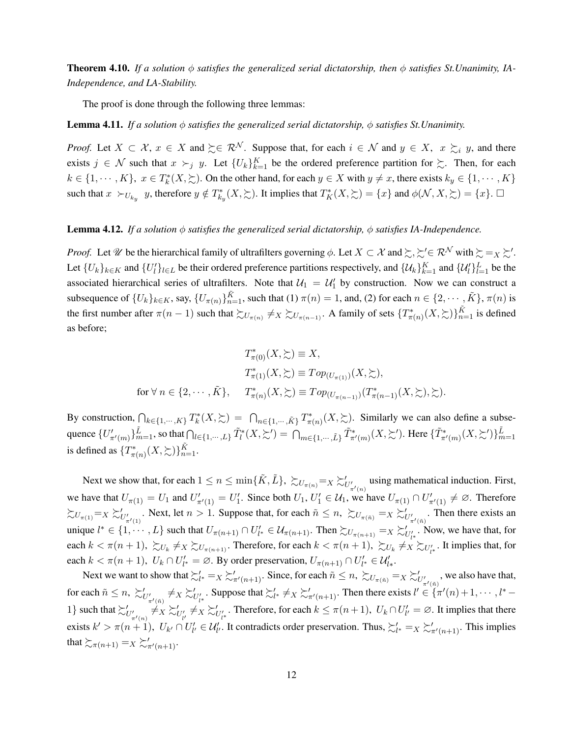**Theorem 4.10.** *If a solution $\phi$ satisfies the generalized serial dictatorship, then $\phi$ satisfies St.Unanimity, IA-Independence, and LA-Stability.*

The proof is done through the following three lemmas:

**Lemma 4.11.** *If a solution $\phi$ satisfies the generalized serial dictatorship, $\phi$ satisfies St.Unanimity.*

*Proof.* Let $X \subset \mathcal{X}$, $x \in X$ and $\succsim \in \mathcal{R}^{\mathcal{N}}$. Suppose that, for each $i \in \mathcal{N}$ and $y \in X$, $x \succsim_i y$, and there exists $j \in \mathcal{N}$ such that $x \succ_j y$. Let $\{U_k\}_{k=1}^K$ be the ordered preference partition for $\succsim$. Then, for each $k \in \{1, \cdots, K\}$, $x \in T_k^*(X, \succsim)$. On the other hand, for each $y \in X$ with $y \neq x$, there exists $k_y \in \{1, \cdots, K\}$ such that $x \succ_{U_{k_y}} y$, therefore $y \notin T_{k_y}^*(X, \succsim)$. It implies that $T_K^*(X, \succsim) = \{x\}$ and $\phi(\mathcal{N}, X, \succsim) = \{x\}$. $\square$

**Lemma 4.12.** *If a solution $\phi$ satisfies the generalized serial dictatorship, $\phi$ satisfies IA-Independence.*

*Proof.* Let $\mathscr{U}$ be the hierarchical family of ultrafilters governing $\phi$. Let $X \subset \mathcal{X}$ and $\succsim, \succsim' \in \mathcal{R}^{\mathcal{N}}$ with $\succsim =_X \succsim'$. Let $\{U_k\}_{k \in K}$ and $\{U'_l\}_{l \in L}$ be their ordered preference partitions respectively, and $\{\mathcal{U}_k\}_{k=1}^K$ and $\{\mathcal{U}'_l\}_{l=1}^L$ be the associated hierarchical series of ultrafilters. Note that $\mathcal{U}_1 = \mathcal{U}'_1$ by construction. Now we can construct a subsequence of $\{U_k\}_{k \in K}$, say, $\{U_{\pi(n)}\}_{n=1}^{\tilde{K}}$, such that (1) $\pi(n) = 1$, and, (2) for each $n \in \{2, \cdots, \tilde{K}\}$, $\pi(n)$ is the first number after $\pi(n-1)$ such that $\succsim_{U_{\pi(n)}} \neq_X \succsim_{U_{\pi(n-1)}}$. A family of sets $\{T_{\pi(n)}^*(X, \succsim)\}_{n=1}^{\tilde{K}}$ is defined as before;

$$
\begin{aligned}
& T_{\pi(0)}^*(X, \succsim) \equiv X, \\
& T_{\pi(1)}^*(X, \succsim) \equiv Top_{(U_{\pi(1)})}(X, \succsim), \\
\text{for } \forall\, n \in \{2, \cdots, \tilde{K}\}, \quad & T_{\pi(n)}^*(X, \succsim) \equiv Top_{(U_{\pi(n-1)})}(T_{\pi(n-1)}^*(X, \succsim), \succsim).
\end{aligned}
$$

By construction, $\bigcap_{k \in \{1, \cdots, K\}} T_k^*(X, \succsim) = \bigcap_{n \in \{1, \cdots, \tilde{K}\}} T_{\pi(n)}^*(X, \succsim)$. Similarly we can also define a subsequence $\{U'_{\pi'(m)}\}_{m=1}^{\tilde{L}}$, so that $\bigcap_{l \in \{1, \cdots, L\}} \tilde{T}_l^*(X, \succsim') = \bigcap_{m \in \{1, \cdots, \tilde{L}\}} \tilde{T}_{\pi'(m)}^*(X, \succsim')$. Here $\{\tilde{T}_{\pi'(m)}^*(X, \succsim')\}_{m=1}^{\tilde{L}}$ is defined as $\{T_{\pi(n)}^*(X, \succsim)\}_{n=1}^{\tilde{K}}$.

Next we show that, for each $1 \leq n \leq \min\{\tilde{K}, \tilde{L}\}$, $\succsim_{U_{\pi(n)}} =_X \succsim'_{U'_{\pi'(n)}}$ using mathematical induction. First, we have that $U_{\pi(1)} = U_1$ and $U'_{\pi'(1)} = U'_1$. Since both $U_1, U'_1 \in \mathcal{U}_1$, we have $U_{\pi(1)} \cap U'_{\pi'(1)} \neq \varnothing$. Therefore $\succsim_{U_{\pi(1)}} =_X \succsim'_{U'_{\pi'(1)}}$. Next, let $n > 1$. Suppose that, for each $\tilde{n} \leq n$, $\succsim_{U_{\pi(\tilde{n})}} =_X \succsim'_{U'_{\pi'(\tilde{n})}}$. Then there exists an unique $l^* \in \{1, \cdots, L\}$ such that $U_{\pi(n+1)} \cap U'_{l^*} \in \mathcal{U}_{\pi(n+1)}$. Then $\succsim_{U_{\pi(n+1)}} =_X \succsim'_{U'_{l^*}}$. Now, we have that, for each $k < \pi(n+1)$, $\succsim_{U_k} \neq_X \succsim_{U_{\pi(n+1)}}$. Therefore, for each $k < \pi(n+1)$, $\succsim_{U_k} \neq_X \succsim_{U'_{l^*}}$. It implies that, for each $k < \pi(n+1)$, $U_k \cap U'_{l^*} = \varnothing$. By order preservation, $U_{\pi(n+1)} \cap U'_{l^*} \in \mathcal{U}'_{l*}$.

Next we want to show that $\succsim'_{l^*} =_X \succsim'_{\pi'(n+1)}$. Since, for each $\tilde{n} \leq n$, $\succsim_{U_{\pi(\tilde{n})}} =_X \succsim'_{U'_{\pi'(\tilde{n})}}$, we also have that, for each $\tilde{n} \leq n$, $\succsim'_{U'_{\pi'(\tilde{n})}} \neq_X \succsim'_{U'_{l^*}}$. Suppose that $\succsim'_{l^*} \neq_X \succsim'_{\pi'(n+1)}$. Then there exists $l' \in \{\pi'(n)+1, \cdots, l^*-1\}$ such that $\succsim'_{U'_{\pi'(n)}} \neq_X \succsim'_{U'_{l'}} \neq_X \succsim'_{U'_{l^*}}$. Therefore, for each $k \leq \pi(n+1)$, $U_k \cap U'_{l'} = \varnothing$. It implies that there exists $k' > \pi(n+1)$, $U_{k'} \cap U'_{l'} \in \mathcal{U}'_{l'}$. It contradicts order preservation. Thus, $\succsim'_{l^*} =_X \succsim'_{\pi'(n+1)}$. This implies that $\succsim_{\pi(n+1)} =_X \succsim'_{\pi'(n+1)}$.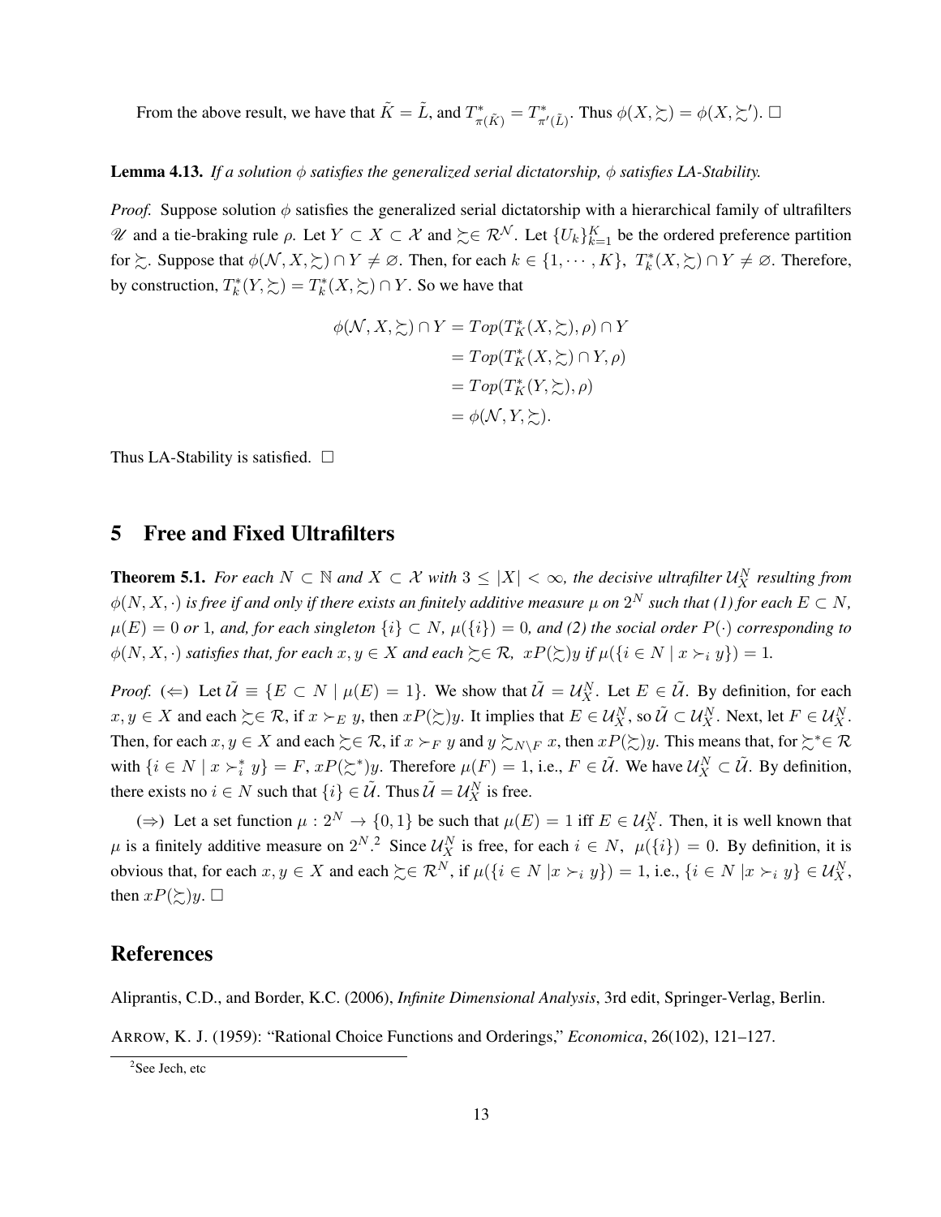From the above result, we have that $\tilde{K} = \tilde{L}$, and $T^*_{\pi(\tilde{K})} = T^*_{\pi'(\tilde{L})}$. Thus $\phi(X, \succsim) = \phi(X, \succsim')$. $\square$

**Lemma 4.13.** *If a solution $\phi$ satisfies the generalized serial dictatorship, $\phi$ satisfies LA-Stability.*

*Proof.* Suppose solution $\phi$ satisfies the generalized serial dictatorship with a hierarchical family of ultrafilters $\mathscr{U}$ and a tie-braking rule $\rho$. Let $Y \subset X \subset \mathcal{X}$ and $\succsim \in \mathcal{R}^{\mathcal{N}}$. Let $\{U_k\}_{k=1}^K$ be the ordered preference partition for $\succsim$. Suppose that $\phi(\mathcal{N}, X, \succsim) \cap Y \neq \varnothing$. Then, for each $k \in \{1, \cdots, K\}$, $T^*_k(X, \succsim) \cap Y \neq \varnothing$. Therefore, by construction, $T^*_k(Y, \succsim) = T^*_k(X, \succsim) \cap Y$. So we have that

$$
\begin{aligned}
\phi(\mathcal{N}, X, \succsim) \cap Y &= Top(T^*_K(X, \succsim), \rho) \cap Y \\
&= Top(T^*_K(X, \succsim) \cap Y, \rho) \\
&= Top(T^*_K(Y, \succsim), \rho) \\
&= \phi(\mathcal{N}, Y, \succsim).
\end{aligned}
$$

Thus LA-Stability is satisfied. $\square$

## 5 Free and Fixed Ultrafilters

**Theorem 5.1.** *For each $N \subset \mathbb{N}$ and $X \subset \mathcal{X}$ with $3 \leq |X| < \infty$, the decisive ultrafilter $\mathcal{U}^N_X$ resulting from $\phi(N, X, \cdot)$ is free if and only if there exists an finitely additive measure $\mu$ on $2^N$ such that (1) for each $E \subset N$, $\mu(E) = 0$ or $1$, and, for each singleton $\{i\} \subset N$, $\mu(\{i\}) = 0$, and (2) the social order $P(\cdot)$ corresponding to $\phi(N, X, \cdot)$ satisfies that, for each $x, y \in X$ and each $\succsim \in \mathcal{R}$, $xP(\succsim)y$ if $\mu(\{i \in N \mid x \succ_i y\}) = 1$.*

*Proof.* ($\Leftarrow$) Let $\tilde{\mathcal{U}} \equiv \{E \subset N \mid \mu(E) = 1\}$. We show that $\tilde{\mathcal{U}} = \mathcal{U}^N_X$. Let $E \in \tilde{\mathcal{U}}$. By definition, for each $x, y \in X$ and each $\succsim \in \mathcal{R}$, if $x \succ_E y$, then $xP(\succsim)y$. It implies that $E \in \mathcal{U}^N_X$, so $\tilde{\mathcal{U}} \subset \mathcal{U}^N_X$. Next, let $F \in \mathcal{U}^N_X$. Then, for each $x, y \in X$ and each $\succsim \in \mathcal{R}$, if $x \succ_F y$ and $y \succsim_{N \setminus F} x$, then $xP(\succsim)y$. This means that, for $\succsim^* \in \mathcal{R}$ with $\{i \in N \mid x \succ^*_i y\} = F$, $xP(\succsim^*)y$. Therefore $\mu(F) = 1$, i.e., $F \in \tilde{\mathcal{U}}$. We have $\mathcal{U}^N_X \subset \tilde{\mathcal{U}}$. By definition, there exists no $i \in N$ such that $\{i\} \in \tilde{\mathcal{U}}$. Thus $\tilde{\mathcal{U}} = \mathcal{U}^N_X$ is free.

($\Rightarrow$) Let a set function $\mu : 2^N \to \{0, 1\}$ be such that $\mu(E) = 1$ iff $E \in \mathcal{U}^N_X$. Then, it is well known that $\mu$ is a finitely additive measure on $2^N$.[2] Since $\mathcal{U}^N_X$ is free, for each $i \in N$, $\mu(\{i\}) = 0$. By definition, it is obvious that, for each $x, y \in X$ and each $\succsim \in \mathcal{R}^N$, if $\mu(\{i \in N \mid x \succ_i y\}) = 1$, i.e., $\{i \in N \mid x \succ_i y\} \in \mathcal{U}^N_X$, then $xP(\succsim)y$. $\square$

## References

Aliprantis, C.D., and Border, K.C. (2006), *Infinite Dimensional Analysis*, 3rd edit, Springer-Verlag, Berlin.

Arrow, K. J. (1959): "Rational Choice Functions and Orderings," *Economica*, 26(102), 121–127.

[2] See Jech, etc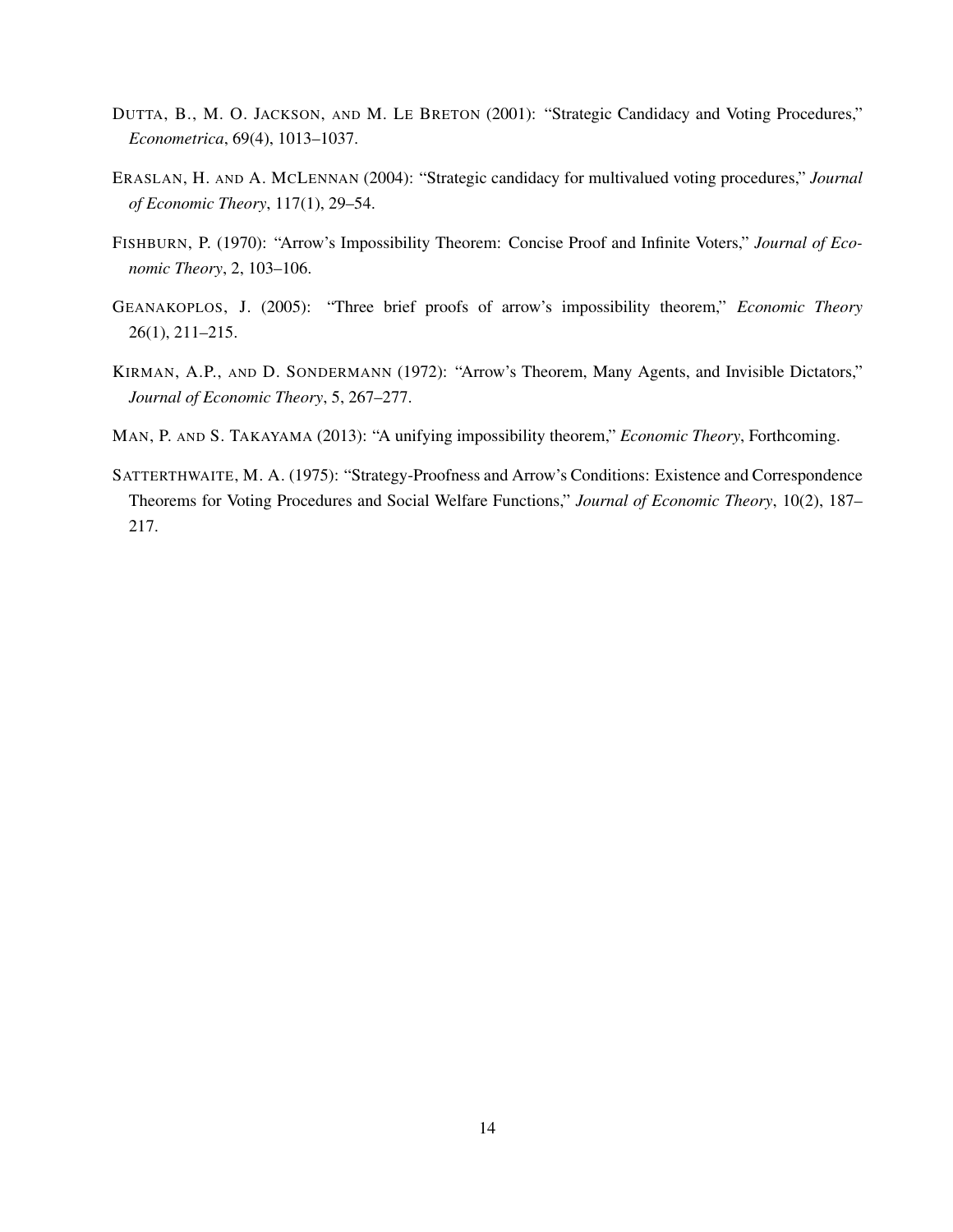DUTTA, B., M. O. JACKSON, AND M. LE BRETON (2001): "Strategic Candidacy and Voting Procedures," *Econometrica*, 69(4), 1013–1037.

ERASLAN, H. AND A. MCLENNAN (2004): "Strategic candidacy for multivalued voting procedures," *Journal of Economic Theory*, 117(1), 29–54.

FISHBURN, P. (1970): "Arrow's Impossibility Theorem: Concise Proof and Infinite Voters," *Journal of Economic Theory*, 2, 103–106.

GEANAKOPLOS, J. (2005): "Three brief proofs of arrow's impossibility theorem," *Economic Theory* 26(1), 211–215.

KIRMAN, A.P., AND D. SONDERMANN (1972): "Arrow's Theorem, Many Agents, and Invisible Dictators," *Journal of Economic Theory*, 5, 267–277.

MAN, P. AND S. TAKAYAMA (2013): "A unifying impossibility theorem," *Economic Theory*, Forthcoming.

SATTERTHWAITE, M. A. (1975): "Strategy-Proofness and Arrow's Conditions: Existence and Correspondence Theorems for Voting Procedures and Social Welfare Functions," *Journal of Economic Theory*, 10(2), 187–217.